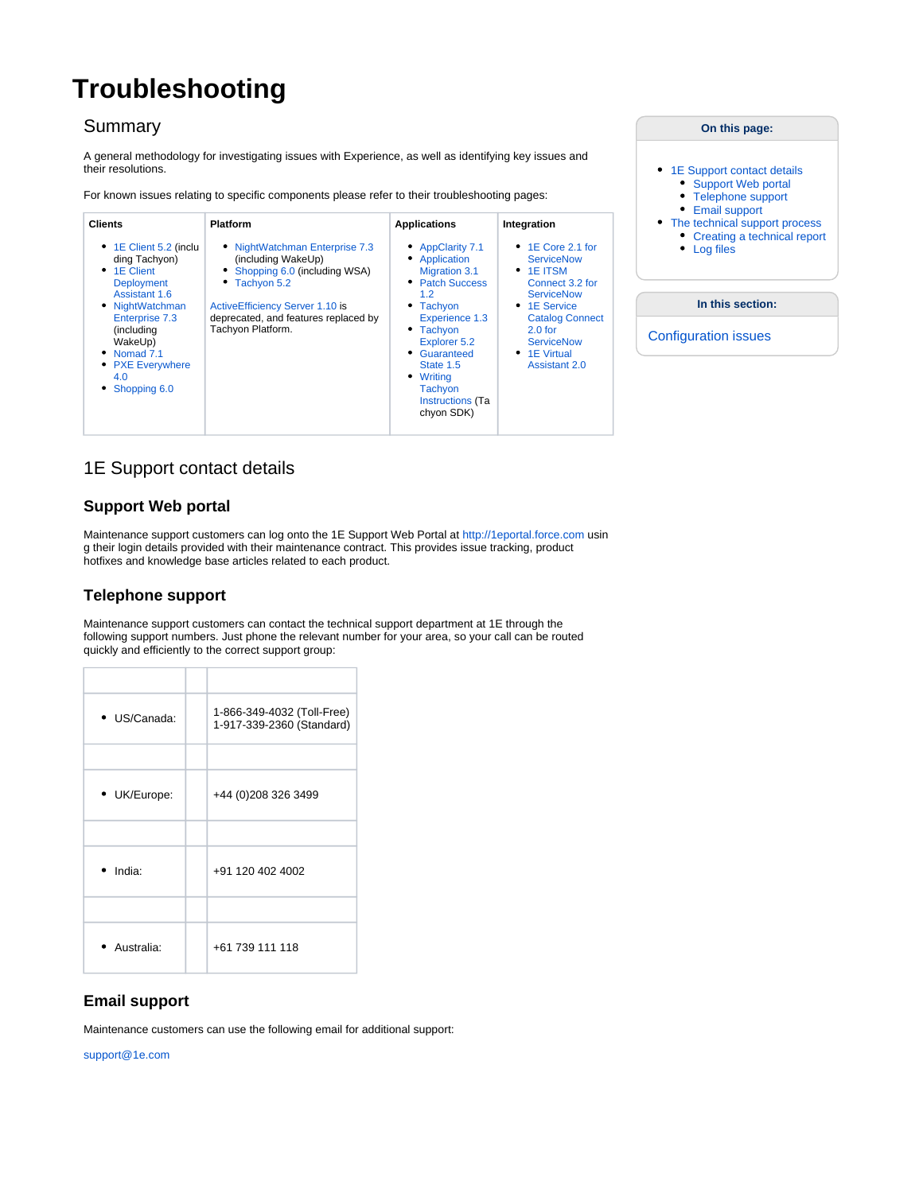# Troubleshooting

## Summary

A general methodology for investigating issues with Experience, as well as identifying key issues and their resolutions.

For known issues relating to specific components please refer to their troubleshooting pages:

| Clients | Platform | Applications | Integration |
|---|---|---|---|
| • 1E Client 5.2 (including Tachyon)<br>• 1E Client Deployment Assistant 1.6<br>• NightWatchman Enterprise 7.3 (including WakeUp)<br>• Nomad 7.1<br>• PXE Everywhere 4.0<br>• Shopping 6.0 | • NightWatchman Enterprise 7.3 (including WakeUp)<br>• Shopping 6.0 (including WSA)<br>• Tachyon 5.2<br><br>ActiveEfficiency Server 1.10 is deprecated, and features replaced by Tachyon Platform. | • AppClarity 7.1<br>• Application Migration 3.1<br>• Patch Success 1.2<br>• Tachyon Experience 1.3<br>• Tachyon Explorer 5.2<br>• Guaranteed State 1.5<br>• Writing Tachyon Instructions (Tachyon SDK) | • 1E Core 2.1 for ServiceNow<br>• 1E ITSM Connect 3.2 for ServiceNow<br>• 1E Service Catalog Connect 2.0 for ServiceNow<br>• 1E Virtual Assistant 2.0 |

**On this page:**

- 1E Support contact details
  - Support Web portal
  - Telephone support
  - Email support
- The technical support process
  - Creating a technical report
  - Log files

**In this section:**

Configuration issues

## 1E Support contact details

### Support Web portal

Maintenance support customers can log onto the 1E Support Web Portal at http://1eportal.force.com using their login details provided with their maintenance contract. This provides issue tracking, product hotfixes and knowledge base articles related to each product.

### Telephone support

Maintenance support customers can contact the technical support department at 1E through the following support numbers. Just phone the relevant number for your area, so your call can be routed quickly and efficiently to the correct support group:

| | | |
|---|---|---|
| • US/Canada: | | 1-866-349-4032 (Toll-Free)<br>1-917-339-2360 (Standard) |
| | | |
| • UK/Europe: | | +44 (0)208 326 3499 |
| | | |
| • India: | | +91 120 402 4002 |
| | | |
| • Australia: | | +61 739 111 118 |

### Email support

Maintenance customers can use the following email for additional support:

support@1e.com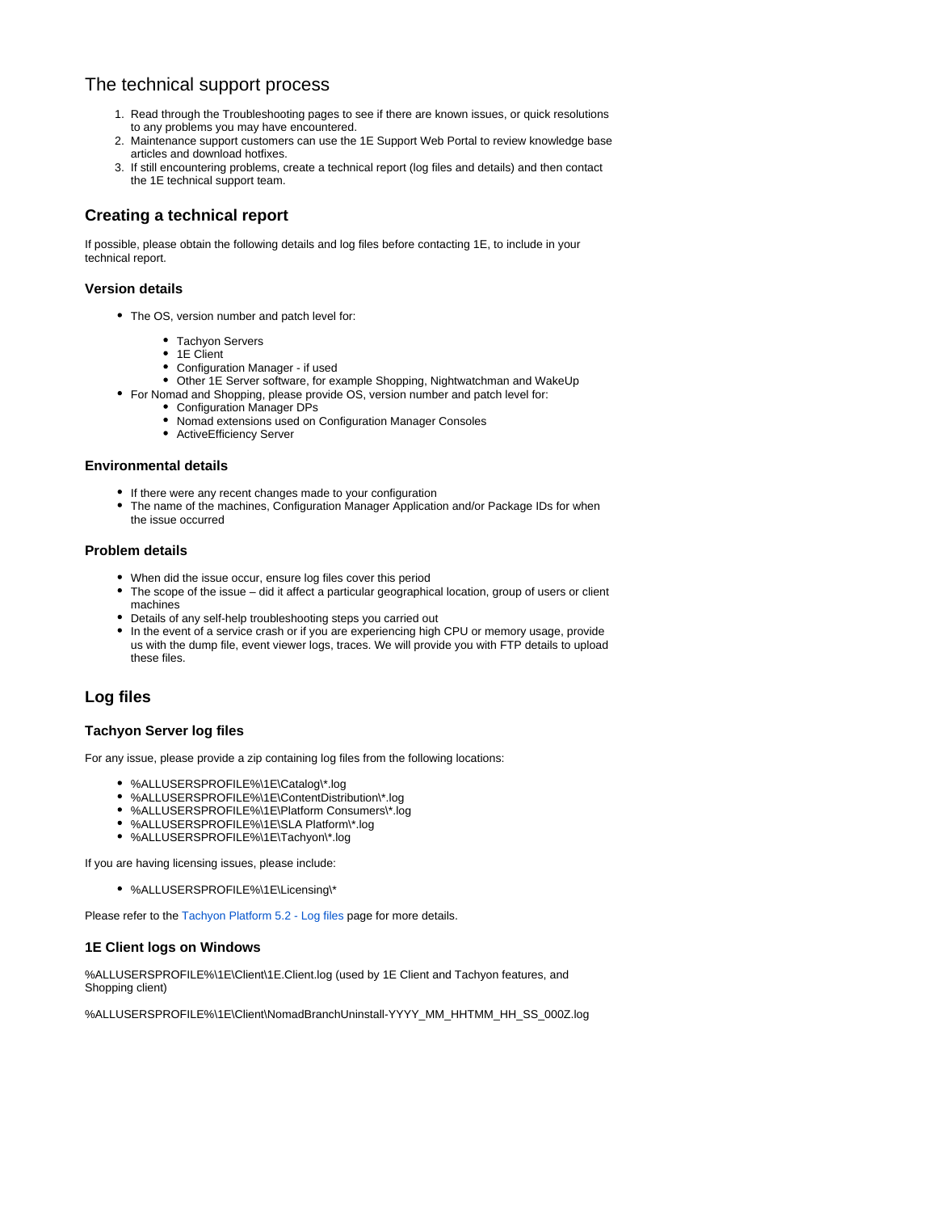# The technical support process

1. Read through the Troubleshooting pages to see if there are known issues, or quick resolutions to any problems you may have encountered.
2. Maintenance support customers can use the 1E Support Web Portal to review knowledge base articles and download hotfixes.
3. If still encountering problems, create a technical report (log files and details) and then contact the 1E technical support team.

## Creating a technical report

If possible, please obtain the following details and log files before contacting 1E, to include in your technical report.

### Version details

- The OS, version number and patch level for:
    - Tachyon Servers
    - 1E Client
    - Configuration Manager - if used
    - Other 1E Server software, for example Shopping, Nightwatchman and WakeUp
- For Nomad and Shopping, please provide OS, version number and patch level for:
    - Configuration Manager DPs
    - Nomad extensions used on Configuration Manager Consoles
    - ActiveEfficiency Server

### Environmental details

- If there were any recent changes made to your configuration
- The name of the machines, Configuration Manager Application and/or Package IDs for when the issue occurred

### Problem details

- When did the issue occur, ensure log files cover this period
- The scope of the issue – did it affect a particular geographical location, group of users or client machines
- Details of any self-help troubleshooting steps you carried out
- In the event of a service crash or if you are experiencing high CPU or memory usage, provide us with the dump file, event viewer logs, traces. We will provide you with FTP details to upload these files.

## Log files

### Tachyon Server log files

For any issue, please provide a zip containing log files from the following locations:

- %ALLUSERSPROFILE%\1E\Catalog\*.log
- %ALLUSERSPROFILE%\1E\ContentDistribution\*.log
- %ALLUSERSPROFILE%\1E\Platform Consumers\*.log
- %ALLUSERSPROFILE%\1E\SLA Platform\*.log
- %ALLUSERSPROFILE%\1E\Tachyon\*.log

If you are having licensing issues, please include:

- %ALLUSERSPROFILE%\1E\Licensing\*

Please refer to the Tachyon Platform 5.2 - Log files page for more details.

### 1E Client logs on Windows

%ALLUSERSPROFILE%\1E\Client\1E.Client.log (used by 1E Client and Tachyon features, and Shopping client)

%ALLUSERSPROFILE%\1E\Client\NomadBranchUninstall-YYYY_MM_HHTMM_HH_SS_000Z.log